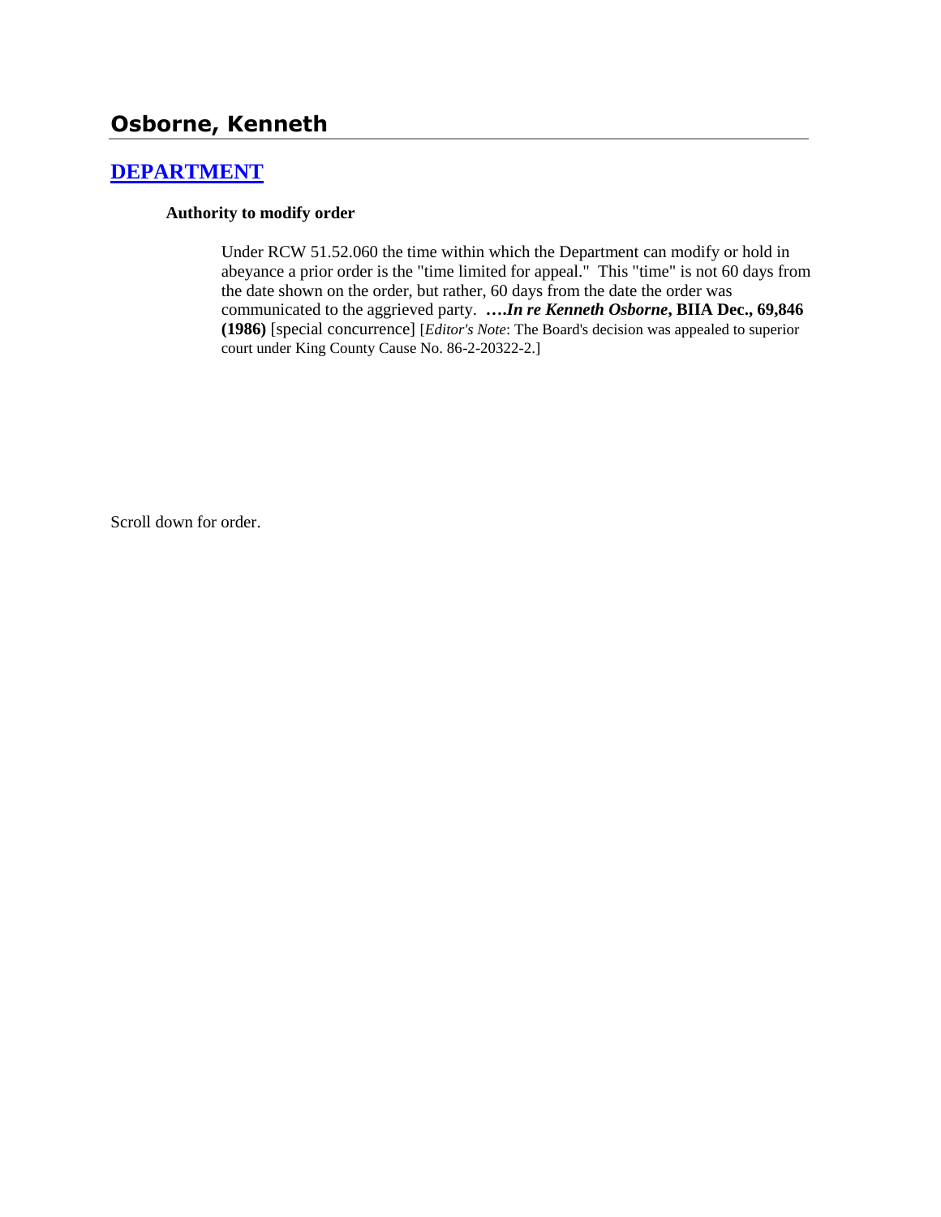# Osborne, Kenneth

## DEPARTMENT

**Authority to modify order**

Under RCW 51.52.060 the time within which the Department can modify or hold in abeyance a prior order is the "time limited for appeal." This "time" is not 60 days from the date shown on the order, but rather, 60 days from the date the order was communicated to the aggrieved party. ***….In re Kenneth Osborne*, BIIA Dec., 69,846 (1986)** [special concurrence] [*Editor's Note*: The Board's decision was appealed to superior court under King County Cause No. 86-2-20322-2.]

Scroll down for order.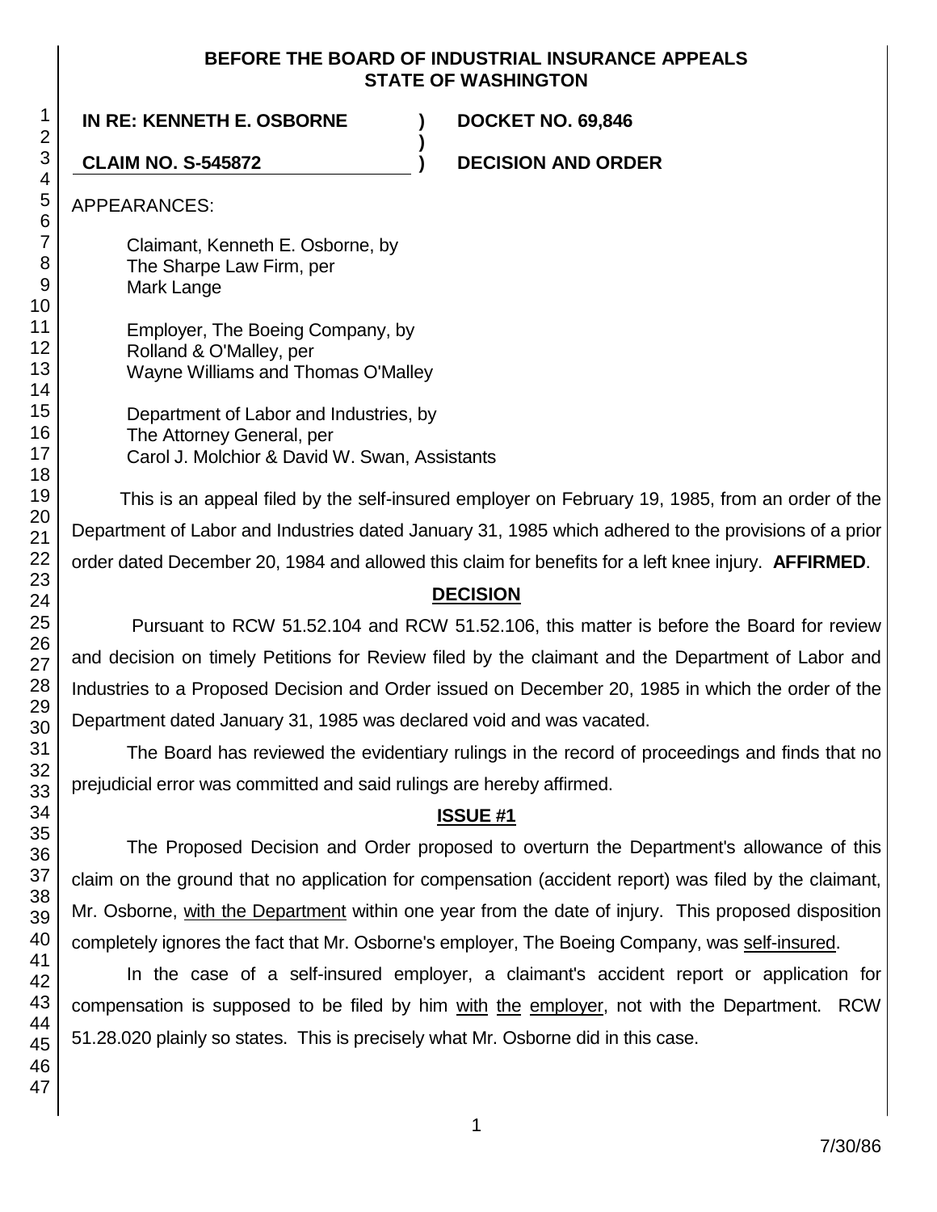**BEFORE THE BOARD OF INDUSTRIAL INSURANCE APPEALS**
**STATE OF WASHINGTON**

| | | |
|---|---|---|
| **IN RE: KENNETH E. OSBORNE** | **)** | **DOCKET NO. 69,846** |
| | **)** | |
| **CLAIM NO. S-545872** | **)** | **DECISION AND ORDER** |

APPEARANCES:

Claimant, Kenneth E. Osborne, by
The Sharpe Law Firm, per
Mark Lange

Employer, The Boeing Company, by
Rolland & O'Malley, per
Wayne Williams and Thomas O'Malley

Department of Labor and Industries, by
The Attorney General, per
Carol J. Molchior & David W. Swan, Assistants

This is an appeal filed by the self-insured employer on February 19, 1985, from an order of the Department of Labor and Industries dated January 31, 1985 which adhered to the provisions of a prior order dated December 20, 1984 and allowed this claim for benefits for a left knee injury. **AFFIRMED**.

## DECISION

Pursuant to RCW 51.52.104 and RCW 51.52.106, this matter is before the Board for review and decision on timely Petitions for Review filed by the claimant and the Department of Labor and Industries to a Proposed Decision and Order issued on December 20, 1985 in which the order of the Department dated January 31, 1985 was declared void and was vacated.

The Board has reviewed the evidentiary rulings in the record of proceedings and finds that no prejudicial error was committed and said rulings are hereby affirmed.

## ISSUE #1

The Proposed Decision and Order proposed to overturn the Department's allowance of this claim on the ground that no application for compensation (accident report) was filed by the claimant, Mr. Osborne, with the Department within one year from the date of injury. This proposed disposition completely ignores the fact that Mr. Osborne's employer, The Boeing Company, was self-insured.

In the case of a self-insured employer, a claimant's accident report or application for compensation is supposed to be filed by him with the employer, not with the Department. RCW 51.28.020 plainly so states. This is precisely what Mr. Osborne did in this case.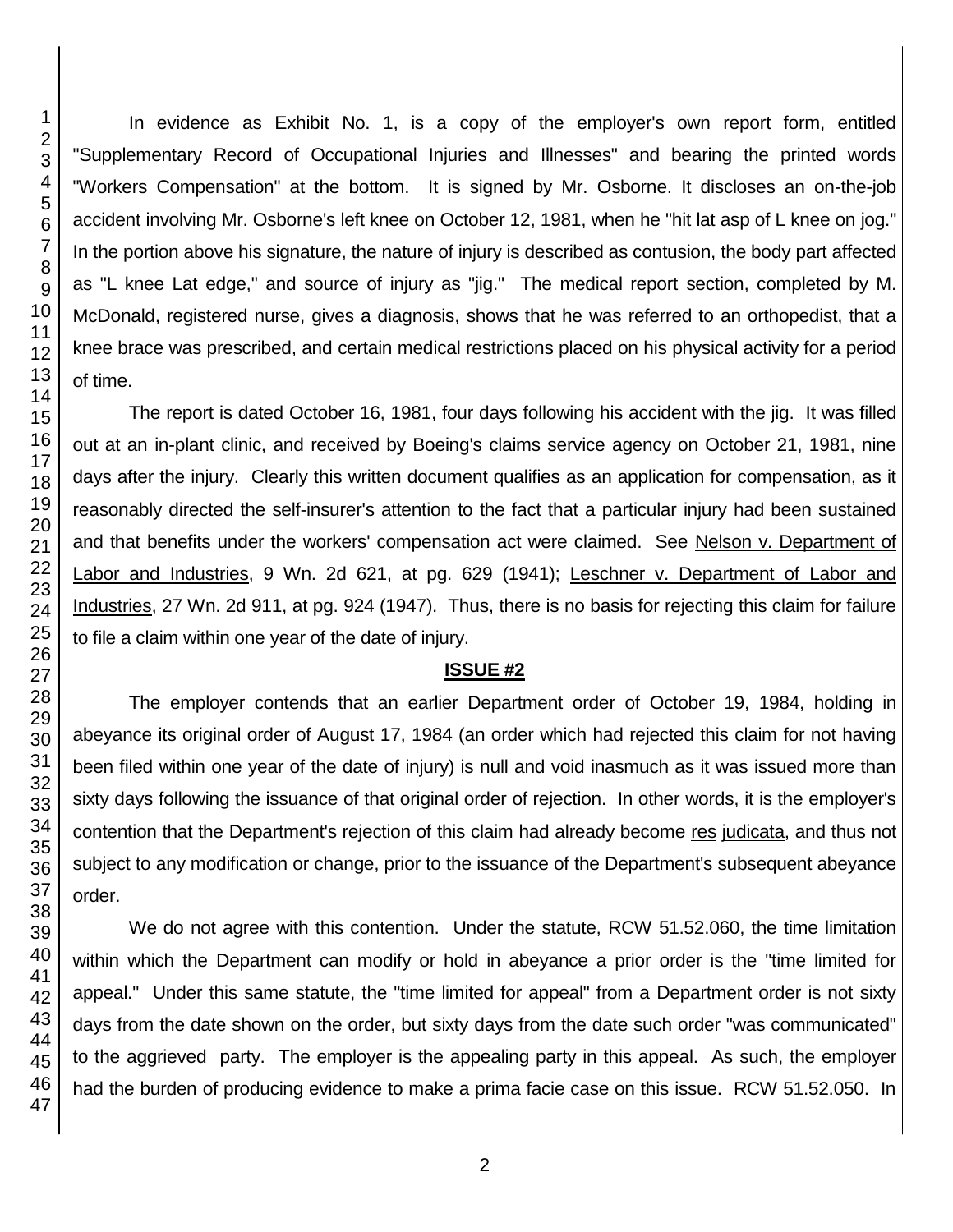In evidence as Exhibit No. 1, is a copy of the employer's own report form, entitled "Supplementary Record of Occupational Injuries and Illnesses" and bearing the printed words "Workers Compensation" at the bottom. It is signed by Mr. Osborne. It discloses an on-the-job accident involving Mr. Osborne's left knee on October 12, 1981, when he "hit lat asp of L knee on jog." In the portion above his signature, the nature of injury is described as contusion, the body part affected as "L knee Lat edge," and source of injury as "jig." The medical report section, completed by M. McDonald, registered nurse, gives a diagnosis, shows that he was referred to an orthopedist, that a knee brace was prescribed, and certain medical restrictions placed on his physical activity for a period of time.

The report is dated October 16, 1981, four days following his accident with the jig. It was filled out at an in-plant clinic, and received by Boeing's claims service agency on October 21, 1981, nine days after the injury. Clearly this written document qualifies as an application for compensation, as it reasonably directed the self-insurer's attention to the fact that a particular injury had been sustained and that benefits under the workers' compensation act were claimed. See Nelson v. Department of Labor and Industries, 9 Wn. 2d 621, at pg. 629 (1941); Leschner v. Department of Labor and Industries, 27 Wn. 2d 911, at pg. 924 (1947). Thus, there is no basis for rejecting this claim for failure to file a claim within one year of the date of injury.

**ISSUE #2**

The employer contends that an earlier Department order of October 19, 1984, holding in abeyance its original order of August 17, 1984 (an order which had rejected this claim for not having been filed within one year of the date of injury) is null and void inasmuch as it was issued more than sixty days following the issuance of that original order of rejection. In other words, it is the employer's contention that the Department's rejection of this claim had already become res judicata, and thus not subject to any modification or change, prior to the issuance of the Department's subsequent abeyance order.

We do not agree with this contention. Under the statute, RCW 51.52.060, the time limitation within which the Department can modify or hold in abeyance a prior order is the "time limited for appeal." Under this same statute, the "time limited for appeal" from a Department order is not sixty days from the date shown on the order, but sixty days from the date such order "was communicated" to the aggrieved party. The employer is the appealing party in this appeal. As such, the employer had the burden of producing evidence to make a prima facie case on this issue. RCW 51.52.050. In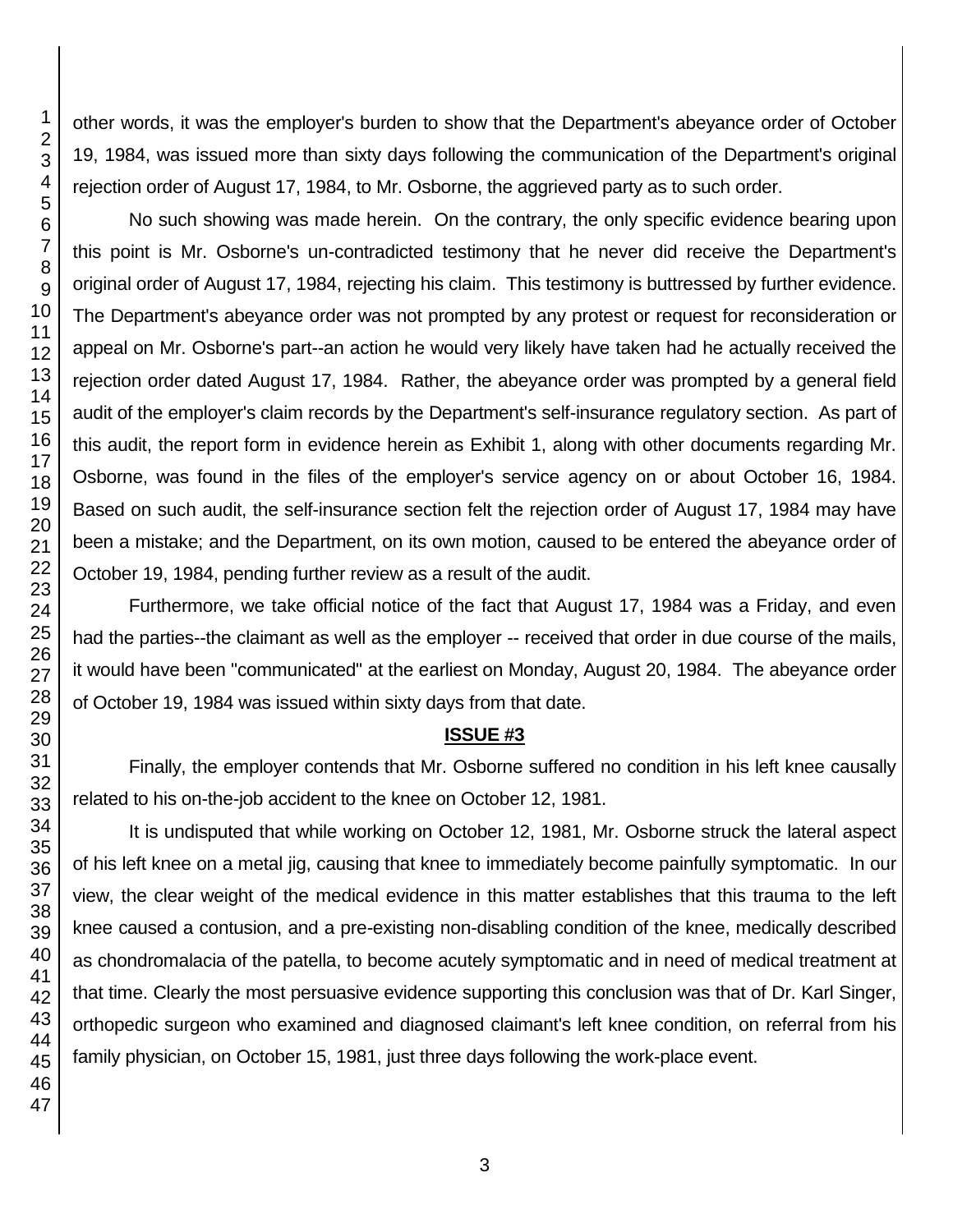other words, it was the employer's burden to show that the Department's abeyance order of October 19, 1984, was issued more than sixty days following the communication of the Department's original rejection order of August 17, 1984, to Mr. Osborne, the aggrieved party as to such order.

No such showing was made herein. On the contrary, the only specific evidence bearing upon this point is Mr. Osborne's un-contradicted testimony that he never did receive the Department's original order of August 17, 1984, rejecting his claim. This testimony is buttressed by further evidence. The Department's abeyance order was not prompted by any protest or request for reconsideration or appeal on Mr. Osborne's part--an action he would very likely have taken had he actually received the rejection order dated August 17, 1984. Rather, the abeyance order was prompted by a general field audit of the employer's claim records by the Department's self-insurance regulatory section. As part of this audit, the report form in evidence herein as Exhibit 1, along with other documents regarding Mr. Osborne, was found in the files of the employer's service agency on or about October 16, 1984. Based on such audit, the self-insurance section felt the rejection order of August 17, 1984 may have been a mistake; and the Department, on its own motion, caused to be entered the abeyance order of October 19, 1984, pending further review as a result of the audit.

Furthermore, we take official notice of the fact that August 17, 1984 was a Friday, and even had the parties--the claimant as well as the employer -- received that order in due course of the mails, it would have been "communicated" at the earliest on Monday, August 20, 1984. The abeyance order of October 19, 1984 was issued within sixty days from that date.

**ISSUE #3**

Finally, the employer contends that Mr. Osborne suffered no condition in his left knee causally related to his on-the-job accident to the knee on October 12, 1981.

It is undisputed that while working on October 12, 1981, Mr. Osborne struck the lateral aspect of his left knee on a metal jig, causing that knee to immediately become painfully symptomatic. In our view, the clear weight of the medical evidence in this matter establishes that this trauma to the left knee caused a contusion, and a pre-existing non-disabling condition of the knee, medically described as chondromalacia of the patella, to become acutely symptomatic and in need of medical treatment at that time. Clearly the most persuasive evidence supporting this conclusion was that of Dr. Karl Singer, orthopedic surgeon who examined and diagnosed claimant's left knee condition, on referral from his family physician, on October 15, 1981, just three days following the work-place event.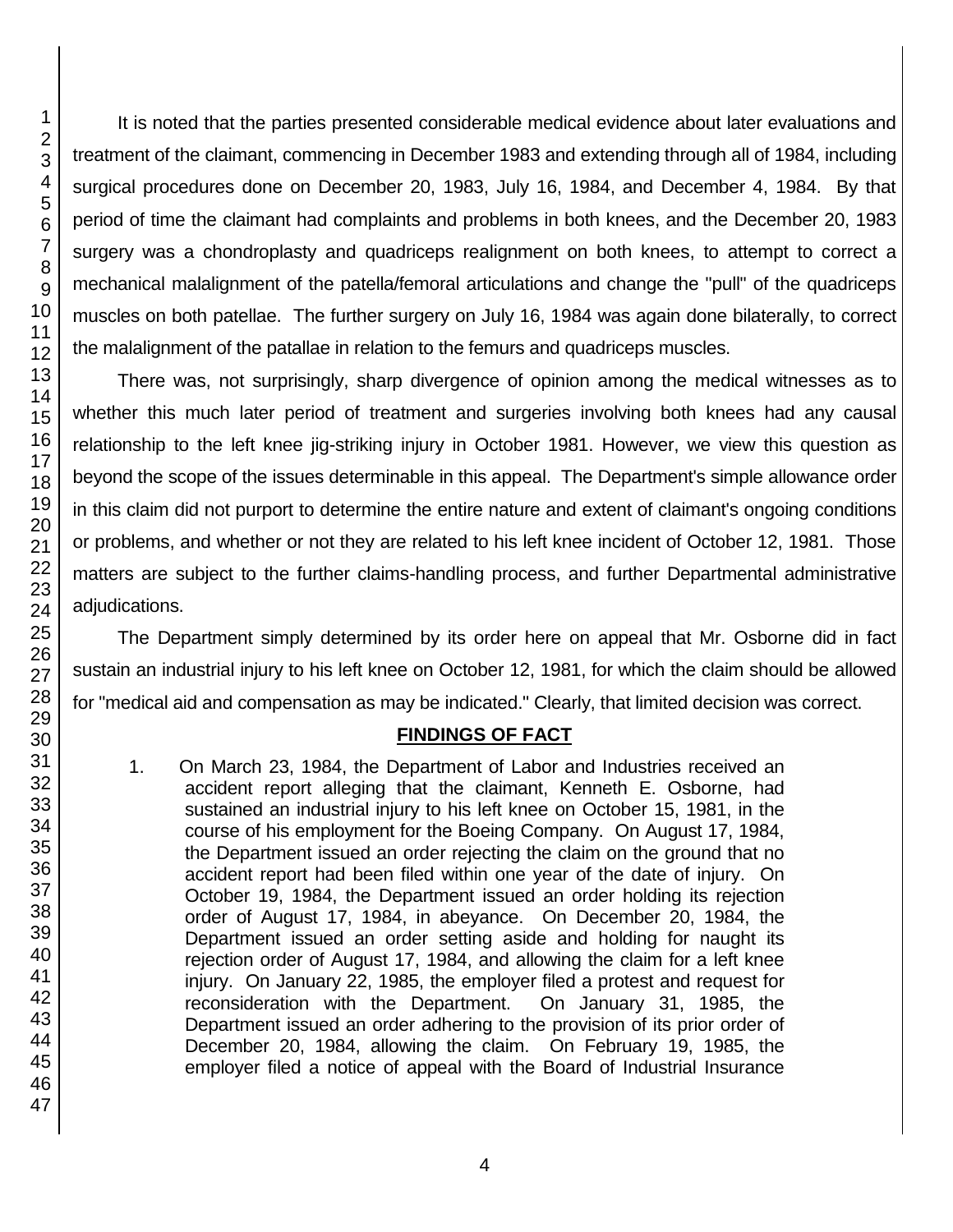It is noted that the parties presented considerable medical evidence about later evaluations and treatment of the claimant, commencing in December 1983 and extending through all of 1984, including surgical procedures done on December 20, 1983, July 16, 1984, and December 4, 1984. By that period of time the claimant had complaints and problems in both knees, and the December 20, 1983 surgery was a chondroplasty and quadriceps realignment on both knees, to attempt to correct a mechanical malalignment of the patella/femoral articulations and change the "pull" of the quadriceps muscles on both patellae. The further surgery on July 16, 1984 was again done bilaterally, to correct the malalignment of the patallae in relation to the femurs and quadriceps muscles.

There was, not surprisingly, sharp divergence of opinion among the medical witnesses as to whether this much later period of treatment and surgeries involving both knees had any causal relationship to the left knee jig-striking injury in October 1981. However, we view this question as beyond the scope of the issues determinable in this appeal. The Department's simple allowance order in this claim did not purport to determine the entire nature and extent of claimant's ongoing conditions or problems, and whether or not they are related to his left knee incident of October 12, 1981. Those matters are subject to the further claims-handling process, and further Departmental administrative adjudications.

The Department simply determined by its order here on appeal that Mr. Osborne did in fact sustain an industrial injury to his left knee on October 12, 1981, for which the claim should be allowed for "medical aid and compensation as may be indicated." Clearly, that limited decision was correct.

## FINDINGS OF FACT

1. On March 23, 1984, the Department of Labor and Industries received an accident report alleging that the claimant, Kenneth E. Osborne, had sustained an industrial injury to his left knee on October 15, 1981, in the course of his employment for the Boeing Company. On August 17, 1984, the Department issued an order rejecting the claim on the ground that no accident report had been filed within one year of the date of injury. On October 19, 1984, the Department issued an order holding its rejection order of August 17, 1984, in abeyance. On December 20, 1984, the Department issued an order setting aside and holding for naught its rejection order of August 17, 1984, and allowing the claim for a left knee injury. On January 22, 1985, the employer filed a protest and request for reconsideration with the Department. On January 31, 1985, the Department issued an order adhering to the provision of its prior order of December 20, 1984, allowing the claim. On February 19, 1985, the employer filed a notice of appeal with the Board of Industrial Insurance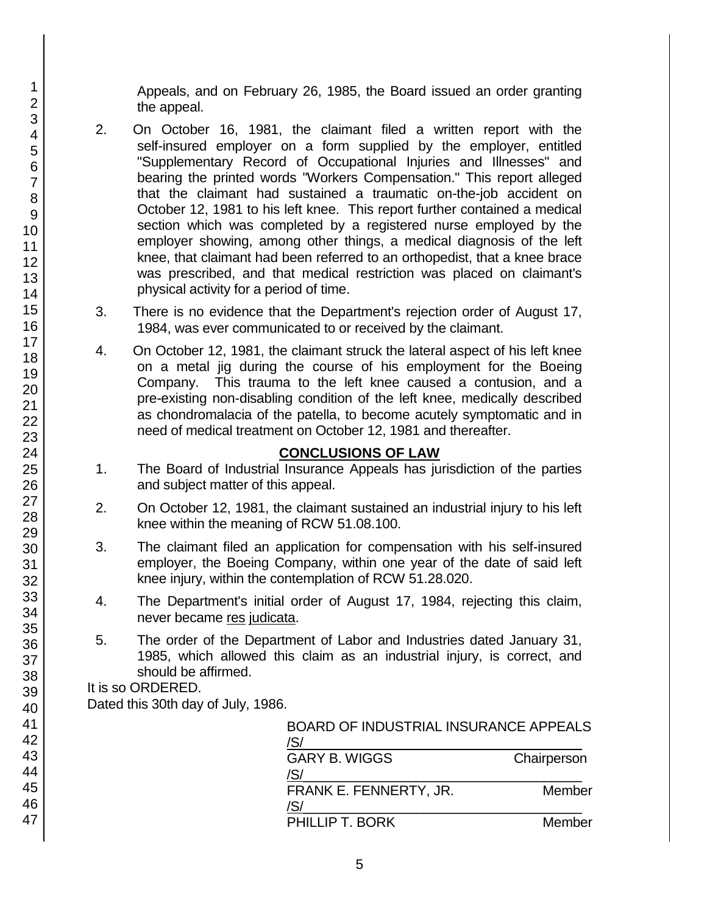Appeals, and on February 26, 1985, the Board issued an order granting the appeal.

2. On October 16, 1981, the claimant filed a written report with the self-insured employer on a form supplied by the employer, entitled "Supplementary Record of Occupational Injuries and Illnesses" and bearing the printed words "Workers Compensation." This report alleged that the claimant had sustained a traumatic on-the-job accident on October 12, 1981 to his left knee. This report further contained a medical section which was completed by a registered nurse employed by the employer showing, among other things, a medical diagnosis of the left knee, that claimant had been referred to an orthopedist, that a knee brace was prescribed, and that medical restriction was placed on claimant's physical activity for a period of time.

3. There is no evidence that the Department's rejection order of August 17, 1984, was ever communicated to or received by the claimant.

4. On October 12, 1981, the claimant struck the lateral aspect of his left knee on a metal jig during the course of his employment for the Boeing Company. This trauma to the left knee caused a contusion, and a pre-existing non-disabling condition of the left knee, medically described as chondromalacia of the patella, to become acutely symptomatic and in need of medical treatment on October 12, 1981 and thereafter.

## CONCLUSIONS OF LAW

1. The Board of Industrial Insurance Appeals has jurisdiction of the parties and subject matter of this appeal.

2. On October 12, 1981, the claimant sustained an industrial injury to his left knee within the meaning of RCW 51.08.100.

3. The claimant filed an application for compensation with his self-insured employer, the Boeing Company, within one year of the date of said left knee injury, within the contemplation of RCW 51.28.020.

4. The Department's initial order of August 17, 1984, rejecting this claim, never became res judicata.

5. The order of the Department of Labor and Industries dated January 31, 1985, which allowed this claim as an industrial injury, is correct, and should be affirmed.

It is so ORDERED.

Dated this 30th day of July, 1986.

BOARD OF INDUSTRIAL INSURANCE APPEALS

/S/
GARY B. WIGGS Chairperson

/S/
FRANK E. FENNERTY, JR. Member

/S/
PHILLIP T. BORK Member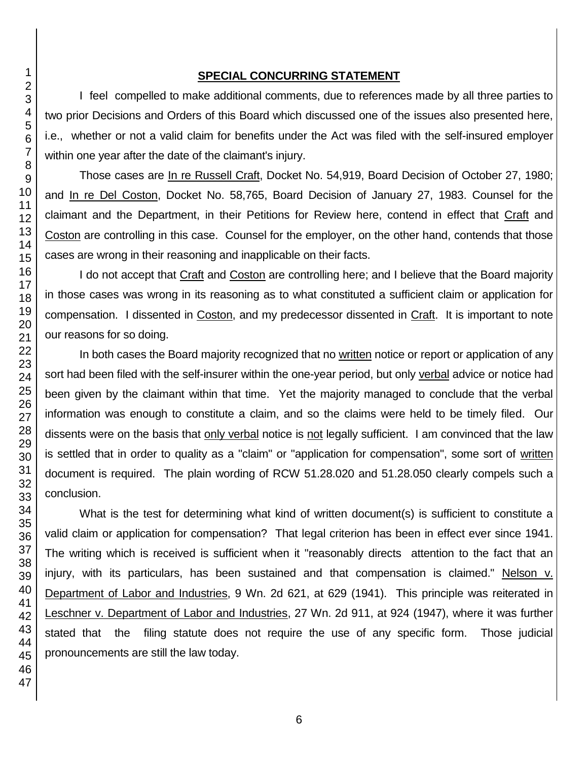## SPECIAL CONCURRING STATEMENT

I feel compelled to make additional comments, due to references made by all three parties to two prior Decisions and Orders of this Board which discussed one of the issues also presented here, i.e., whether or not a valid claim for benefits under the Act was filed with the self-insured employer within one year after the date of the claimant's injury.

Those cases are <u>In re Russell Craft</u>, Docket No. 54,919, Board Decision of October 27, 1980; and <u>In re Del Coston</u>, Docket No. 58,765, Board Decision of January 27, 1983. Counsel for the claimant and the Department, in their Petitions for Review here, contend in effect that <u>Craft</u> and <u>Coston</u> are controlling in this case. Counsel for the employer, on the other hand, contends that those cases are wrong in their reasoning and inapplicable on their facts.

I do not accept that <u>Craft</u> and <u>Coston</u> are controlling here; and I believe that the Board majority in those cases was wrong in its reasoning as to what constituted a sufficient claim or application for compensation. I dissented in <u>Coston</u>, and my predecessor dissented in <u>Craft</u>. It is important to note our reasons for so doing.

In both cases the Board majority recognized that no <u>written</u> notice or report or application of any sort had been filed with the self-insurer within the one-year period, but only <u>verbal</u> advice or notice had been given by the claimant within that time. Yet the majority managed to conclude that the verbal information was enough to constitute a claim, and so the claims were held to be timely filed. Our dissents were on the basis that <u>only verbal</u> notice is <u>not</u> legally sufficient. I am convinced that the law is settled that in order to quality as a "claim" or "application for compensation", some sort of <u>written</u> document is required. The plain wording of RCW 51.28.020 and 51.28.050 clearly compels such a conclusion.

What is the test for determining what kind of written document(s) is sufficient to constitute a valid claim or application for compensation? That legal criterion has been in effect ever since 1941. The writing which is received is sufficient when it "reasonably directs attention to the fact that an injury, with its particulars, has been sustained and that compensation is claimed." <u>Nelson v. Department of Labor and Industries</u>, 9 Wn. 2d 621, at 629 (1941). This principle was reiterated in <u>Leschner v. Department of Labor and Industries</u>, 27 Wn. 2d 911, at 924 (1947), where it was further stated that the filing statute does not require the use of any specific form. Those judicial pronouncements are still the law today.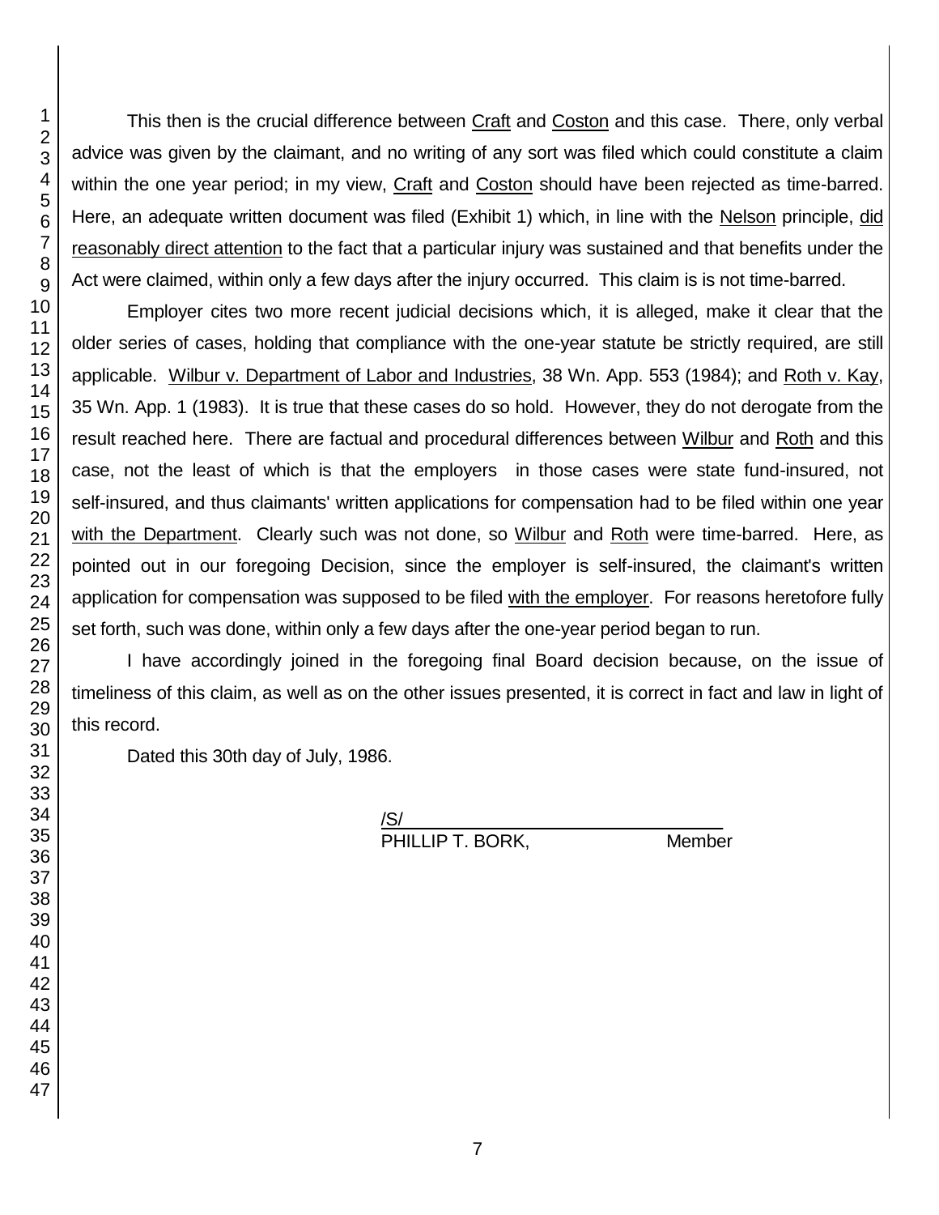This then is the crucial difference between Craft and Coston and this case. There, only verbal advice was given by the claimant, and no writing of any sort was filed which could constitute a claim within the one year period; in my view, Craft and Coston should have been rejected as time-barred. Here, an adequate written document was filed (Exhibit 1) which, in line with the Nelson principle, did reasonably direct attention to the fact that a particular injury was sustained and that benefits under the Act were claimed, within only a few days after the injury occurred. This claim is is not time-barred.

Employer cites two more recent judicial decisions which, it is alleged, make it clear that the older series of cases, holding that compliance with the one-year statute be strictly required, are still applicable. Wilbur v. Department of Labor and Industries, 38 Wn. App. 553 (1984); and Roth v. Kay, 35 Wn. App. 1 (1983). It is true that these cases do so hold. However, they do not derogate from the result reached here. There are factual and procedural differences between Wilbur and Roth and this case, not the least of which is that the employers in those cases were state fund-insured, not self-insured, and thus claimants' written applications for compensation had to be filed within one year with the Department. Clearly such was not done, so Wilbur and Roth were time-barred. Here, as pointed out in our foregoing Decision, since the employer is self-insured, the claimant's written application for compensation was supposed to be filed with the employer. For reasons heretofore fully set forth, such was done, within only a few days after the one-year period began to run.

I have accordingly joined in the foregoing final Board decision because, on the issue of timeliness of this claim, as well as on the other issues presented, it is correct in fact and law in light of this record.

Dated this 30th day of July, 1986.

/S/
PHILLIP T. BORK, Member